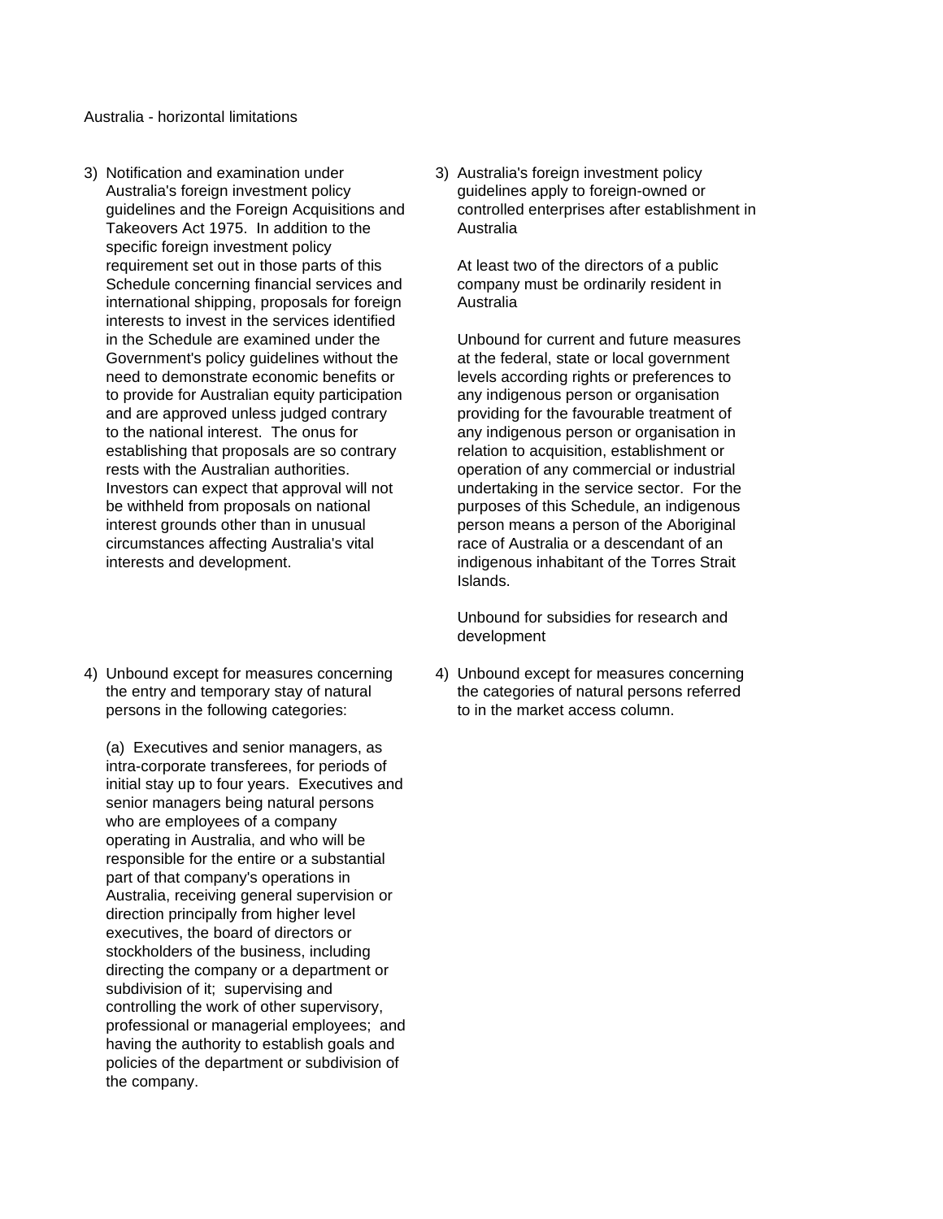Australia - horizontal limitations

| | |
|---|---|
| 3) Notification and examination under Australia's foreign investment policy guidelines and the Foreign Acquisitions and Takeovers Act 1975. In addition to the specific foreign investment policy requirement set out in those parts of this Schedule concerning financial services and international shipping, proposals for foreign interests to invest in the services identified in the Schedule are examined under the Government's policy guidelines without the need to demonstrate economic benefits or to provide for Australian equity participation and are approved unless judged contrary to the national interest. The onus for establishing that proposals are so contrary rests with the Australian authorities. Investors can expect that approval will not be withheld from proposals on national interest grounds other than in unusual circumstances affecting Australia's vital interests and development. | 3) Australia's foreign investment policy guidelines apply to foreign-owned or controlled enterprises after establishment in Australia<br><br>At least two of the directors of a public company must be ordinarily resident in Australia<br><br>Unbound for current and future measures at the federal, state or local government levels according rights or preferences to any indigenous person or organisation providing for the favourable treatment of any indigenous person or organisation in relation to acquisition, establishment or operation of any commercial or industrial undertaking in the service sector. For the purposes of this Schedule, an indigenous person means a person of the Aboriginal race of Australia or a descendant of an indigenous inhabitant of the Torres Strait Islands.<br><br>Unbound for subsidies for research and development |
| 4) Unbound except for measures concerning the entry and temporary stay of natural persons in the following categories:<br><br>(a) Executives and senior managers, as intra-corporate transferees, for periods of initial stay up to four years. Executives and senior managers being natural persons who are employees of a company operating in Australia, and who will be responsible for the entire or a substantial part of that company's operations in Australia, receiving general supervision or direction principally from higher level executives, the board of directors or stockholders of the business, including directing the company or a department or subdivision of it; supervising and controlling the work of other supervisory, professional or managerial employees; and having the authority to establish goals and policies of the department or subdivision of the company. | 4) Unbound except for measures concerning the categories of natural persons referred to in the market access column. |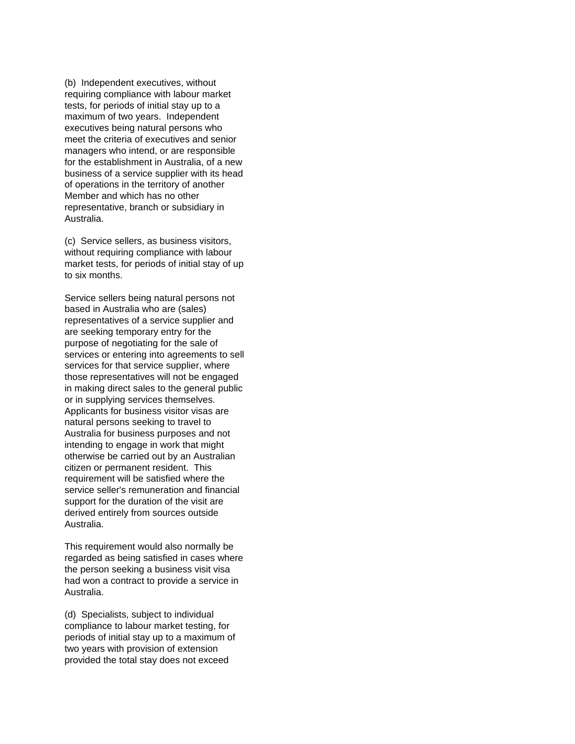(b) Independent executives, without requiring compliance with labour market tests, for periods of initial stay up to a maximum of two years. Independent executives being natural persons who meet the criteria of executives and senior managers who intend, or are responsible for the establishment in Australia, of a new business of a service supplier with its head of operations in the territory of another Member and which has no other representative, branch or subsidiary in Australia.

(c) Service sellers, as business visitors, without requiring compliance with labour market tests, for periods of initial stay of up to six months.

Service sellers being natural persons not based in Australia who are (sales) representatives of a service supplier and are seeking temporary entry for the purpose of negotiating for the sale of services or entering into agreements to sell services for that service supplier, where those representatives will not be engaged in making direct sales to the general public or in supplying services themselves. Applicants for business visitor visas are natural persons seeking to travel to Australia for business purposes and not intending to engage in work that might otherwise be carried out by an Australian citizen or permanent resident. This requirement will be satisfied where the service seller's remuneration and financial support for the duration of the visit are derived entirely from sources outside Australia.

This requirement would also normally be regarded as being satisfied in cases where the person seeking a business visit visa had won a contract to provide a service in Australia.

(d) Specialists, subject to individual compliance to labour market testing, for periods of initial stay up to a maximum of two years with provision of extension provided the total stay does not exceed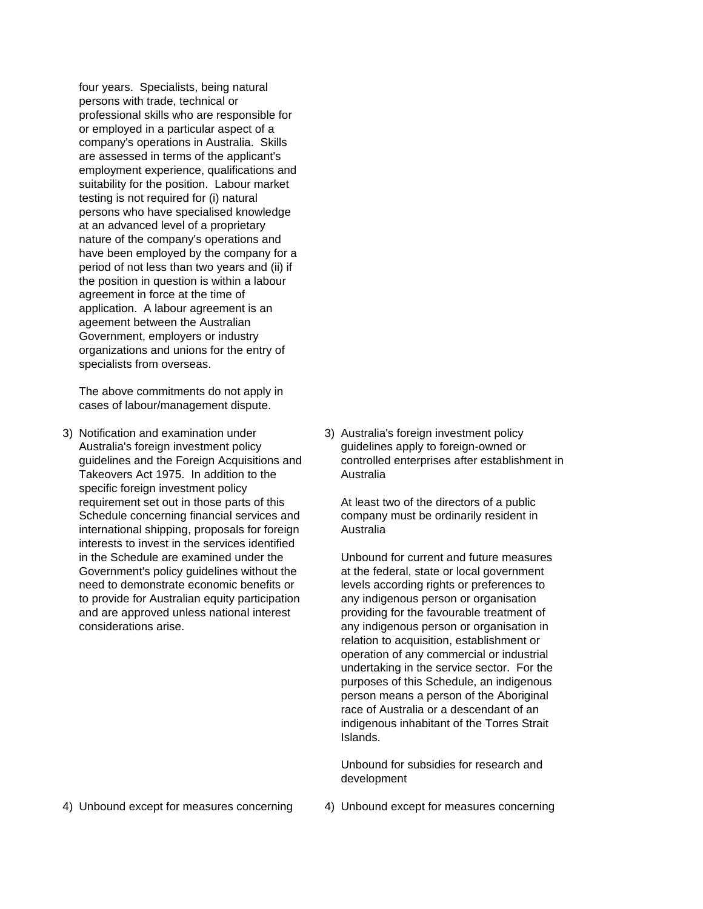| | |
|---|---|
| four years. Specialists, being natural persons with trade, technical or professional skills who are responsible for or employed in a particular aspect of a company's operations in Australia. Skills are assessed in terms of the applicant's employment experience, qualifications and suitability for the position. Labour market testing is not required for (i) natural persons who have specialised knowledge at an advanced level of a proprietary nature of the company's operations and have been employed by the company for a period of not less than two years and (ii) if the position in question is within a labour agreement in force at the time of application. A labour agreement is an ageement between the Australian Government, employers or industry organizations and unions for the entry of specialists from overseas.<br><br>The above commitments do not apply in cases of labour/management dispute. | |
| 3) Notification and examination under Australia's foreign investment policy guidelines and the Foreign Acquisitions and Takeovers Act 1975. In addition to the specific foreign investment policy requirement set out in those parts of this Schedule concerning financial services and international shipping, proposals for foreign interests to invest in the services identified in the Schedule are examined under the Government's policy guidelines without the need to demonstrate economic benefits or to provide for Australian equity participation and are approved unless national interest considerations arise. | 3) Australia's foreign investment policy guidelines apply to foreign-owned or controlled enterprises after establishment in Australia<br><br>At least two of the directors of a public company must be ordinarily resident in Australia<br><br>Unbound for current and future measures at the federal, state or local government levels according rights or preferences to any indigenous person or organisation providing for the favourable treatment of any indigenous person or organisation in relation to acquisition, establishment or operation of any commercial or industrial undertaking in the service sector. For the purposes of this Schedule, an indigenous person means a person of the Aboriginal race of Australia or a descendant of an indigenous inhabitant of the Torres Strait Islands.<br><br>Unbound for subsidies for research and development |
| 4) Unbound except for measures concerning | 4) Unbound except for measures concerning |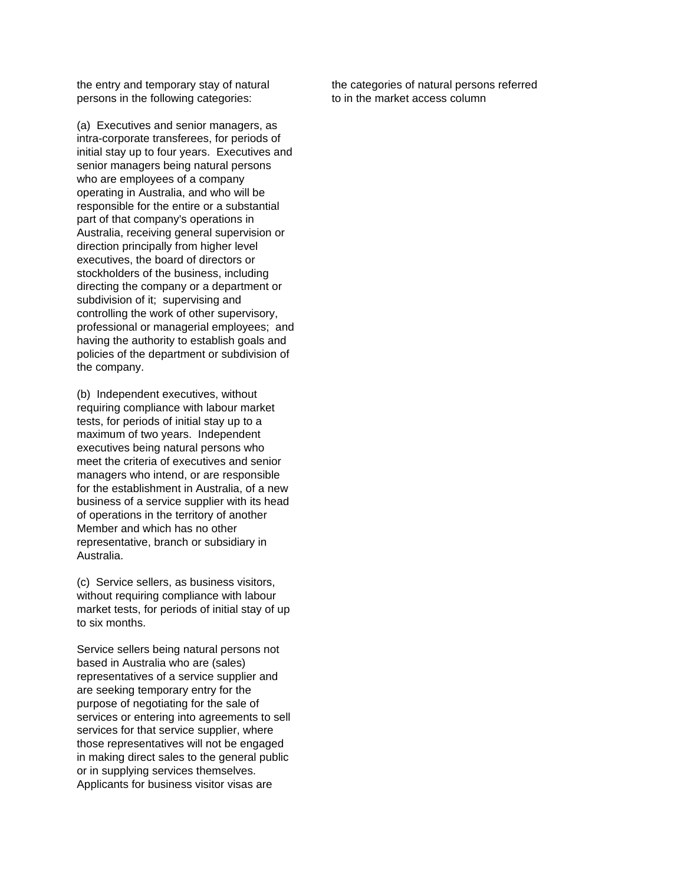| | |
|---|---|
| the entry and temporary stay of natural persons in the following categories:<br><br>(a) Executives and senior managers, as intra-corporate transferees, for periods of initial stay up to four years. Executives and senior managers being natural persons who are employees of a company operating in Australia, and who will be responsible for the entire or a substantial part of that company's operations in Australia, receiving general supervision or direction principally from higher level executives, the board of directors or stockholders of the business, including directing the company or a department or subdivision of it; supervising and controlling the work of other supervisory, professional or managerial employees; and having the authority to establish goals and policies of the department or subdivision of the company.<br><br>(b) Independent executives, without requiring compliance with labour market tests, for periods of initial stay up to a maximum of two years. Independent executives being natural persons who meet the criteria of executives and senior managers who intend, or are responsible for the establishment in Australia, of a new business of a service supplier with its head of operations in the territory of another Member and which has no other representative, branch or subsidiary in Australia.<br><br>(c) Service sellers, as business visitors, without requiring compliance with labour market tests, for periods of initial stay of up to six months.<br><br>Service sellers being natural persons not based in Australia who are (sales) representatives of a service supplier and are seeking temporary entry for the purpose of negotiating for the sale of services or entering into agreements to sell services for that service supplier, where those representatives will not be engaged in making direct sales to the general public or in supplying services themselves. Applicants for business visitor visas are | the categories of natural persons referred to in the market access column |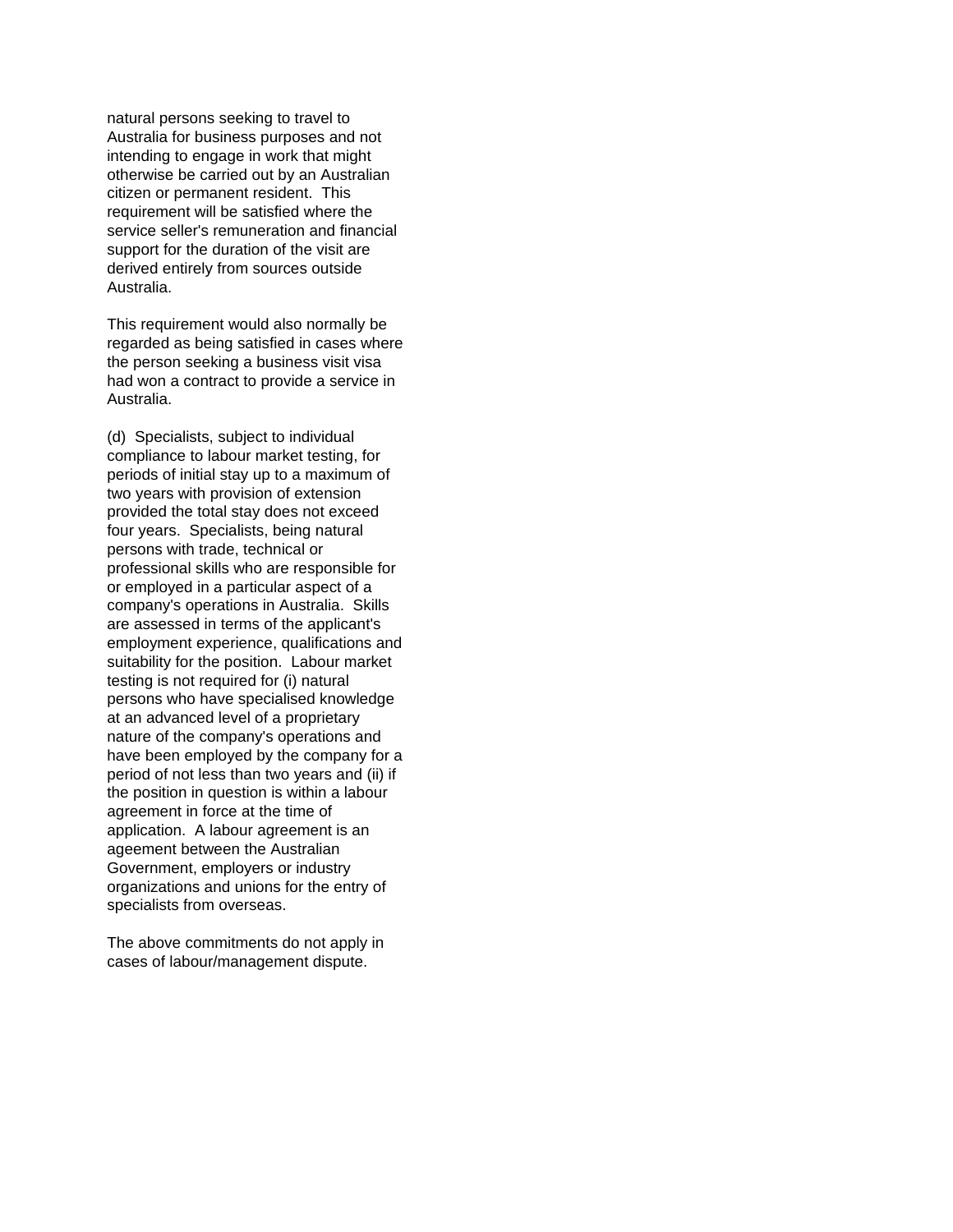natural persons seeking to travel to Australia for business purposes and not intending to engage in work that might otherwise be carried out by an Australian citizen or permanent resident. This requirement will be satisfied where the service seller's remuneration and financial support for the duration of the visit are derived entirely from sources outside Australia.

This requirement would also normally be regarded as being satisfied in cases where the person seeking a business visit visa had won a contract to provide a service in Australia.

(d) Specialists, subject to individual compliance to labour market testing, for periods of initial stay up to a maximum of two years with provision of extension provided the total stay does not exceed four years. Specialists, being natural persons with trade, technical or professional skills who are responsible for or employed in a particular aspect of a company's operations in Australia. Skills are assessed in terms of the applicant's employment experience, qualifications and suitability for the position. Labour market testing is not required for (i) natural persons who have specialised knowledge at an advanced level of a proprietary nature of the company's operations and have been employed by the company for a period of not less than two years and (ii) if the position in question is within a labour agreement in force at the time of application. A labour agreement is an ageement between the Australian Government, employers or industry organizations and unions for the entry of specialists from overseas.

The above commitments do not apply in cases of labour/management dispute.